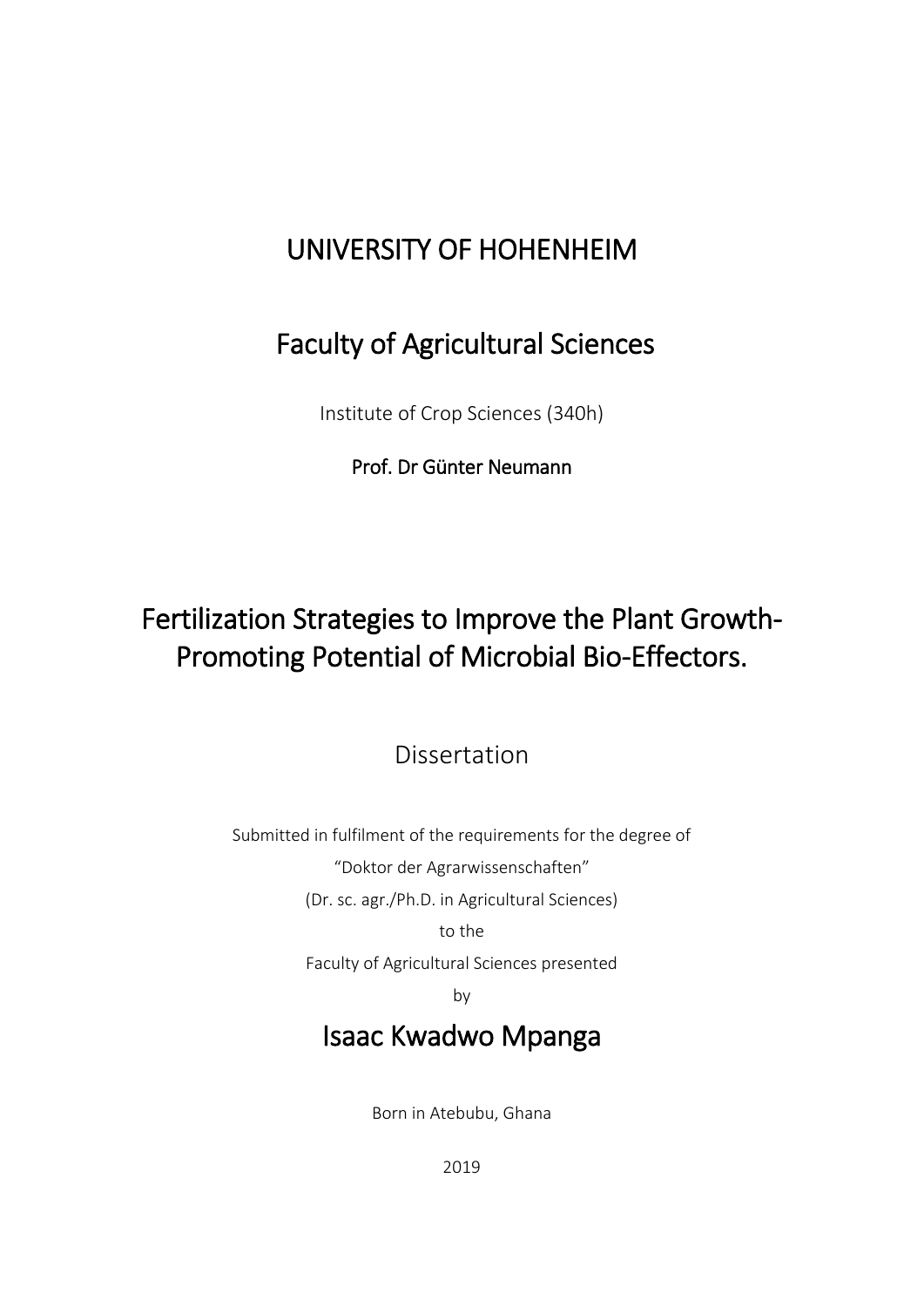# UNIVERSITY OF HOHENHEIM

## Faculty of Agricultural Sciences

Institute of Crop Sciences (340h)

**Prof. Dr Günter Neumann**

# Fertilization Strategies to Improve the Plant Growth-Promoting Potential of Microbial Bio-Effectors.

Dissertation

Submitted in fulfilment of the requirements for the degree of

"Doktor der Agrarwissenschaften"

(Dr. sc. agr./Ph.D. in Agricultural Sciences)

to the

Faculty of Agricultural Sciences presented

by

## Isaac Kwadwo Mpanga

Born in Atebubu, Ghana

2019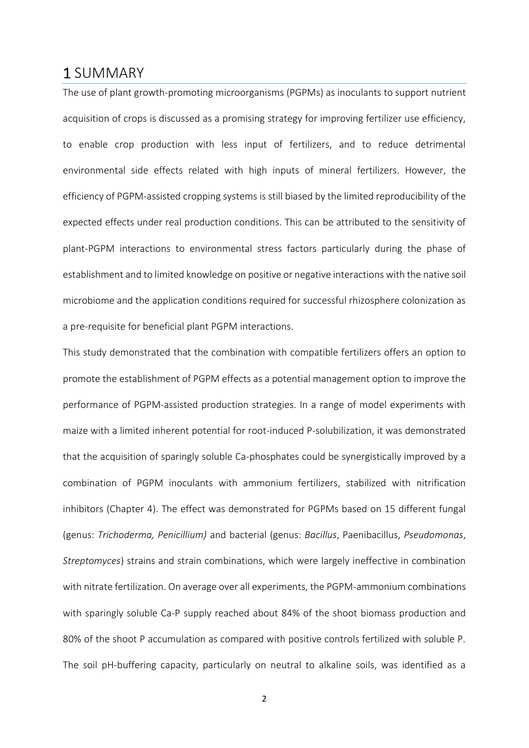# 1 SUMMARY

The use of plant growth-promoting microorganisms (PGPMs) as inoculants to support nutrient acquisition of crops is discussed as a promising strategy for improving fertilizer use efficiency, to enable crop production with less input of fertilizers, and to reduce detrimental environmental side effects related with high inputs of mineral fertilizers. However, the efficiency of PGPM-assisted cropping systems is still biased by the limited reproducibility of the expected effects under real production conditions. This can be attributed to the sensitivity of plant-PGPM interactions to environmental stress factors particularly during the phase of establishment and to limited knowledge on positive or negative interactions with the native soil microbiome and the application conditions required for successful rhizosphere colonization as a pre-requisite for beneficial plant PGPM interactions.

This study demonstrated that the combination with compatible fertilizers offers an option to promote the establishment of PGPM effects as a potential management option to improve the performance of PGPM-assisted production strategies. In a range of model experiments with maize with a limited inherent potential for root-induced P-solubilization, it was demonstrated that the acquisition of sparingly soluble Ca-phosphates could be synergistically improved by a combination of PGPM inoculants with ammonium fertilizers, stabilized with nitrification inhibitors (Chapter 4). The effect was demonstrated for PGPMs based on 15 different fungal (genus: *Trichoderma, Penicillium)* and bacterial (genus: *Bacillus*, Paenibacillus, *Pseudomonas*, *Streptomyces*) strains and strain combinations, which were largely ineffective in combination with nitrate fertilization. On average over all experiments, the PGPM-ammonium combinations with sparingly soluble Ca-P supply reached about 84% of the shoot biomass production and 80% of the shoot P accumulation as compared with positive controls fertilized with soluble P. The soil pH-buffering capacity, particularly on neutral to alkaline soils, was identified as a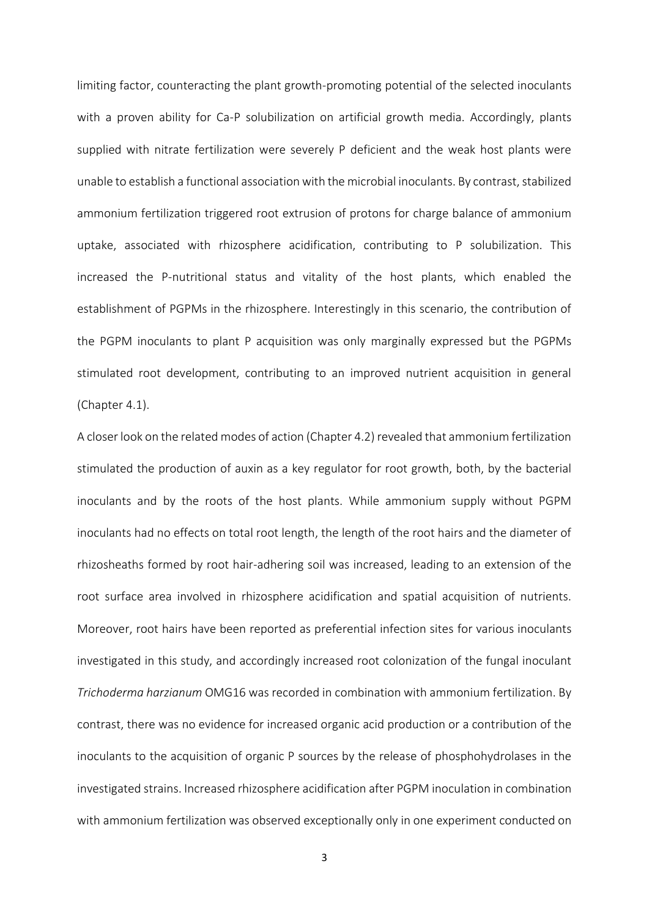limiting factor, counteracting the plant growth-promoting potential of the selected inoculants with a proven ability for Ca-P solubilization on artificial growth media. Accordingly, plants supplied with nitrate fertilization were severely P deficient and the weak host plants were unable to establish a functional association with the microbial inoculants. By contrast, stabilized ammonium fertilization triggered root extrusion of protons for charge balance of ammonium uptake, associated with rhizosphere acidification, contributing to P solubilization. This increased the P-nutritional status and vitality of the host plants, which enabled the establishment of PGPMs in the rhizosphere. Interestingly in this scenario, the contribution of the PGPM inoculants to plant P acquisition was only marginally expressed but the PGPMs stimulated root development, contributing to an improved nutrient acquisition in general (Chapter 4.1).

A closer look on the related modes of action (Chapter 4.2) revealed that ammonium fertilization stimulated the production of auxin as a key regulator for root growth, both, by the bacterial inoculants and by the roots of the host plants. While ammonium supply without PGPM inoculants had no effects on total root length, the length of the root hairs and the diameter of rhizosheaths formed by root hair-adhering soil was increased, leading to an extension of the root surface area involved in rhizosphere acidification and spatial acquisition of nutrients. Moreover, root hairs have been reported as preferential infection sites for various inoculants investigated in this study, and accordingly increased root colonization of the fungal inoculant *Trichoderma harzianum* OMG16 was recorded in combination with ammonium fertilization. By contrast, there was no evidence for increased organic acid production or a contribution of the inoculants to the acquisition of organic P sources by the release of phosphohydrolases in the investigated strains. Increased rhizosphere acidification after PGPM inoculation in combination with ammonium fertilization was observed exceptionally only in one experiment conducted on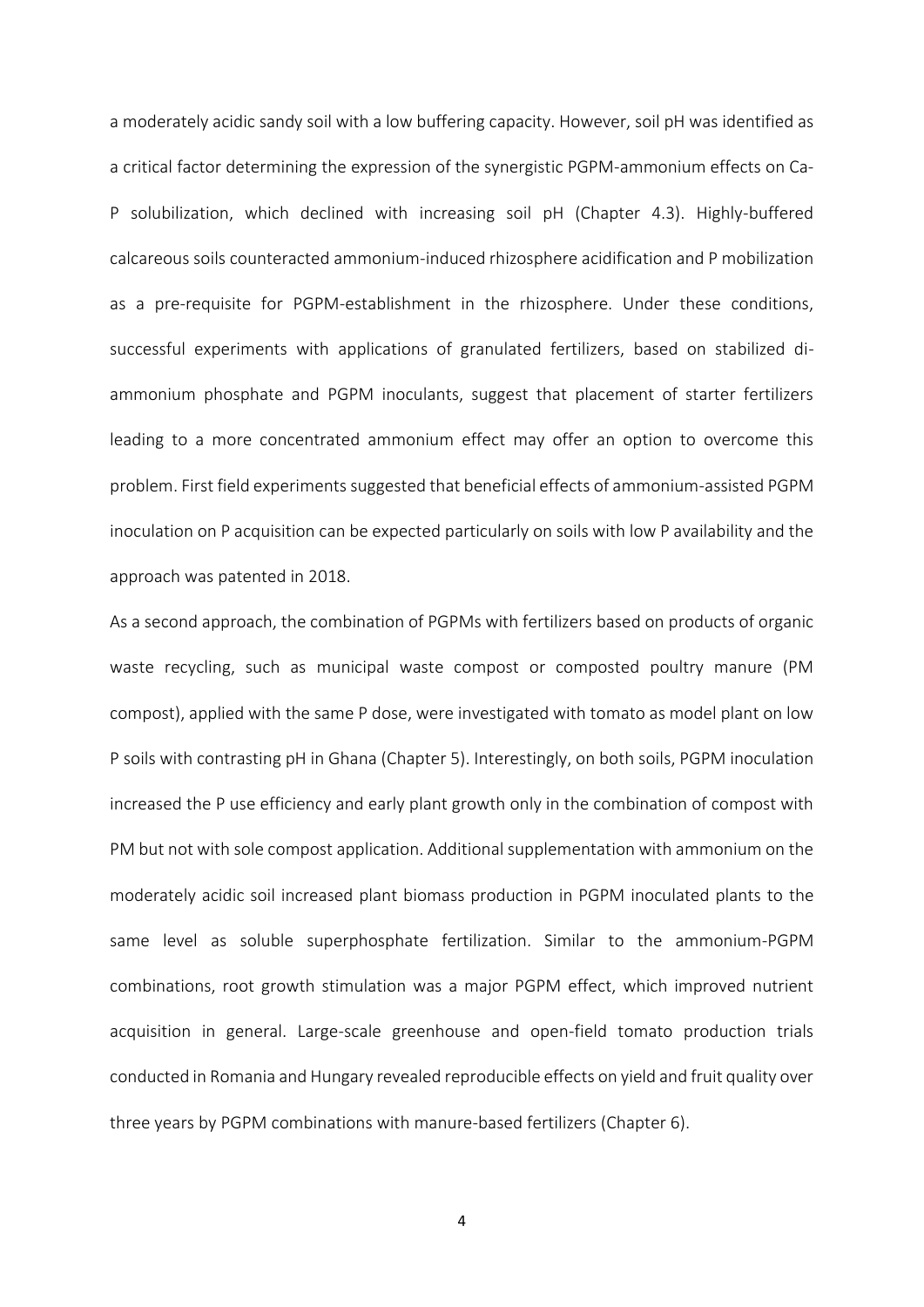a moderately acidic sandy soil with a low buffering capacity. However, soil pH was identified as a critical factor determining the expression of the synergistic PGPM-ammonium effects on Ca-P solubilization, which declined with increasing soil pH (Chapter 4.3). Highly-buffered calcareous soils counteracted ammonium-induced rhizosphere acidification and P mobilization as a pre-requisite for PGPM-establishment in the rhizosphere. Under these conditions, successful experiments with applications of granulated fertilizers, based on stabilized di-ammonium phosphate and PGPM inoculants, suggest that placement of starter fertilizers leading to a more concentrated ammonium effect may offer an option to overcome this problem. First field experiments suggested that beneficial effects of ammonium-assisted PGPM inoculation on P acquisition can be expected particularly on soils with low P availability and the approach was patented in 2018.

As a second approach, the combination of PGPMs with fertilizers based on products of organic waste recycling, such as municipal waste compost or composted poultry manure (PM compost), applied with the same P dose, were investigated with tomato as model plant on low P soils with contrasting pH in Ghana (Chapter 5). Interestingly, on both soils, PGPM inoculation increased the P use efficiency and early plant growth only in the combination of compost with PM but not with sole compost application. Additional supplementation with ammonium on the moderately acidic soil increased plant biomass production in PGPM inoculated plants to the same level as soluble superphosphate fertilization. Similar to the ammonium-PGPM combinations, root growth stimulation was a major PGPM effect, which improved nutrient acquisition in general. Large-scale greenhouse and open-field tomato production trials conducted in Romania and Hungary revealed reproducible effects on yield and fruit quality over three years by PGPM combinations with manure-based fertilizers (Chapter 6).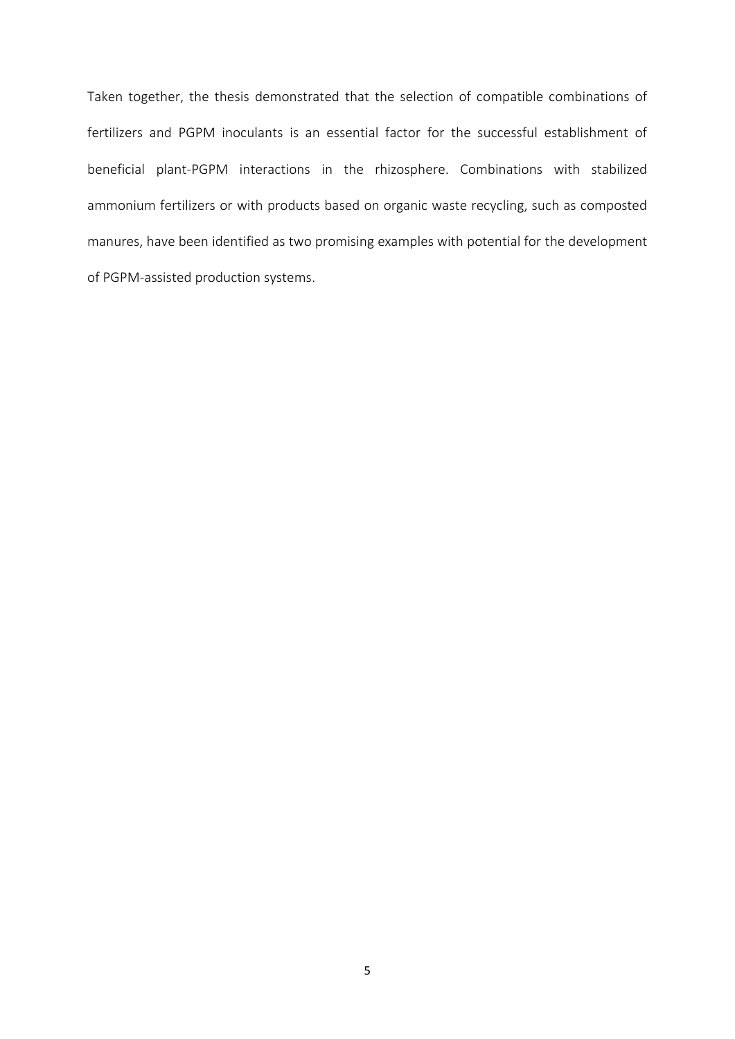Taken together, the thesis demonstrated that the selection of compatible combinations of fertilizers and PGPM inoculants is an essential factor for the successful establishment of beneficial plant-PGPM interactions in the rhizosphere. Combinations with stabilized ammonium fertilizers or with products based on organic waste recycling, such as composted manures, have been identified as two promising examples with potential for the development of PGPM-assisted production systems.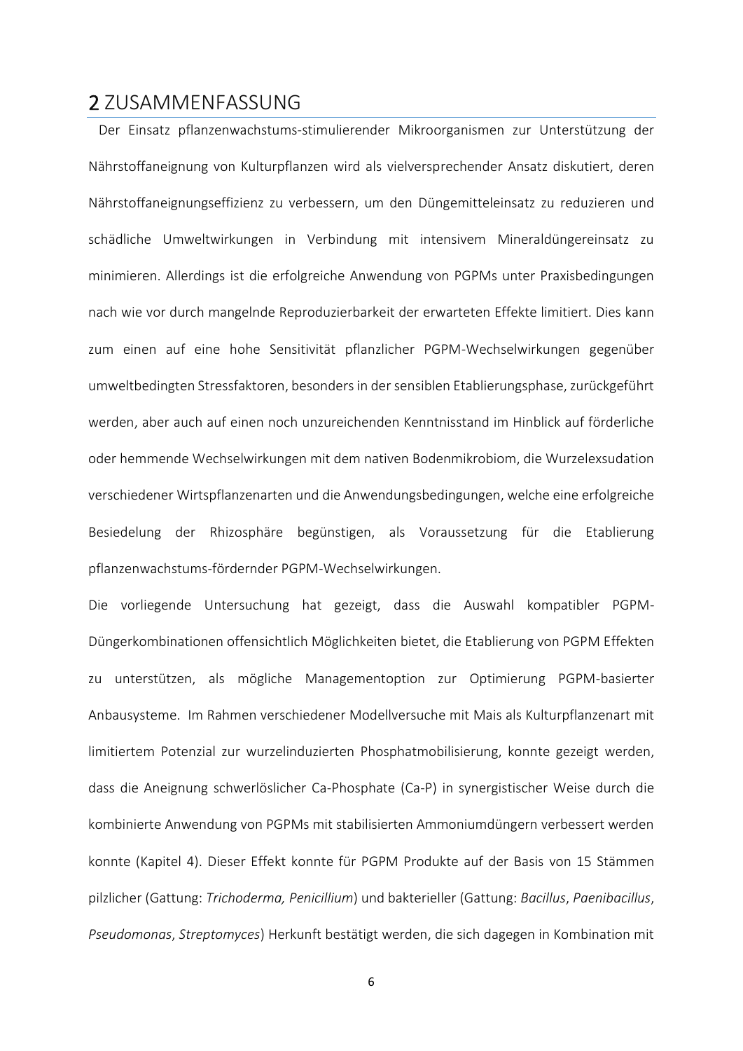# 2 ZUSAMMENFASSUNG

Der Einsatz pflanzenwachstums-stimulierender Mikroorganismen zur Unterstützung der Nährstoffaneignung von Kulturpflanzen wird als vielversprechender Ansatz diskutiert, deren Nährstoffaneignungseffizienz zu verbessern, um den Düngemitteleinsatz zu reduzieren und schädliche Umweltwirkungen in Verbindung mit intensivem Mineraldüngereinsatz zu minimieren. Allerdings ist die erfolgreiche Anwendung von PGPMs unter Praxisbedingungen nach wie vor durch mangelnde Reproduzierbarkeit der erwarteten Effekte limitiert. Dies kann zum einen auf eine hohe Sensitivität pflanzlicher PGPM-Wechselwirkungen gegenüber umweltbedingten Stressfaktoren, besonders in der sensiblen Etablierungsphase, zurückgeführt werden, aber auch auf einen noch unzureichenden Kenntnisstand im Hinblick auf förderliche oder hemmende Wechselwirkungen mit dem nativen Bodenmikrobiom, die Wurzelexsudation verschiedener Wirtspflanzenarten und die Anwendungsbedingungen, welche eine erfolgreiche Besiedelung der Rhizosphäre begünstigen, als Voraussetzung für die Etablierung pflanzenwachstums-fördernder PGPM-Wechselwirkungen.

Die vorliegende Untersuchung hat gezeigt, dass die Auswahl kompatibler PGPM-Düngerkombinationen offensichtlich Möglichkeiten bietet, die Etablierung von PGPM Effekten zu unterstützen, als mögliche Managementoption zur Optimierung PGPM-basierter Anbausysteme. Im Rahmen verschiedener Modellversuche mit Mais als Kulturpflanzenart mit limitiertem Potenzial zur wurzelinduzierten Phosphatmobilisierung, konnte gezeigt werden, dass die Aneignung schwerlöslicher Ca-Phosphate (Ca-P) in synergistischer Weise durch die kombinierte Anwendung von PGPMs mit stabilisierten Ammoniumdüngern verbessert werden konnte (Kapitel 4). Dieser Effekt konnte für PGPM Produkte auf der Basis von 15 Stämmen pilzlicher (Gattung: *Trichoderma, Penicillium*) und bakterieller (Gattung: *Bacillus*, *Paenibacillus*, *Pseudomonas*, *Streptomyces*) Herkunft bestätigt werden, die sich dagegen in Kombination mit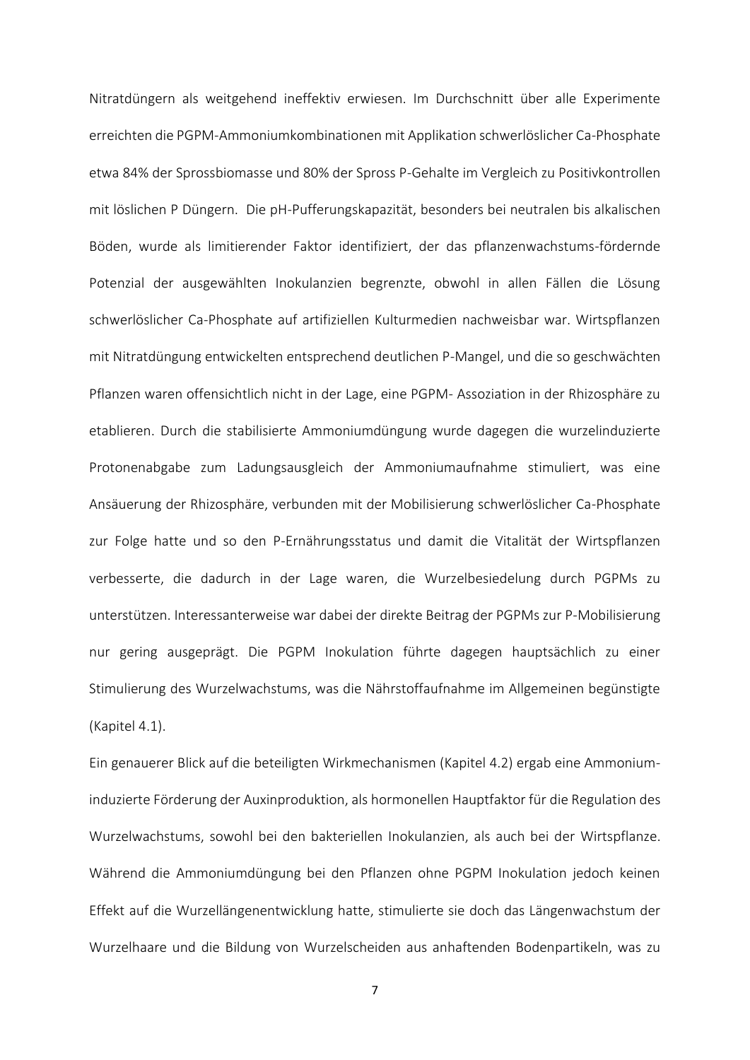Nitratdüngern als weitgehend ineffektiv erwiesen. Im Durchschnitt über alle Experimente erreichten die PGPM-Ammoniumkombinationen mit Applikation schwerlöslicher Ca-Phosphate etwa 84% der Sprossbiomasse und 80% der Spross P-Gehalte im Vergleich zu Positivkontrollen mit löslichen P Düngern. Die pH-Pufferungskapazität, besonders bei neutralen bis alkalischen Böden, wurde als limitierender Faktor identifiziert, der das pflanzenwachstums-fördernde Potenzial der ausgewählten Inokulanzien begrenzte, obwohl in allen Fällen die Lösung schwerlöslicher Ca-Phosphate auf artifiziellen Kulturmedien nachweisbar war. Wirtspflanzen mit Nitratdüngung entwickelten entsprechend deutlichen P-Mangel, und die so geschwächten Pflanzen waren offensichtlich nicht in der Lage, eine PGPM- Assoziation in der Rhizosphäre zu etablieren. Durch die stabilisierte Ammoniumdüngung wurde dagegen die wurzelinduzierte Protonenabgabe zum Ladungsausgleich der Ammoniumaufnahme stimuliert, was eine Ansäuerung der Rhizosphäre, verbunden mit der Mobilisierung schwerlöslicher Ca-Phosphate zur Folge hatte und so den P-Ernährungsstatus und damit die Vitalität der Wirtspflanzen verbesserte, die dadurch in der Lage waren, die Wurzelbesiedelung durch PGPMs zu unterstützen. Interessanterweise war dabei der direkte Beitrag der PGPMs zur P-Mobilisierung nur gering ausgeprägt. Die PGPM Inokulation führte dagegen hauptsächlich zu einer Stimulierung des Wurzelwachstums, was die Nährstoffaufnahme im Allgemeinen begünstigte (Kapitel 4.1).

Ein genauerer Blick auf die beteiligten Wirkmechanismen (Kapitel 4.2) ergab eine Ammonium-induzierte Förderung der Auxinproduktion, als hormonellen Hauptfaktor für die Regulation des Wurzelwachstums, sowohl bei den bakteriellen Inokulanzien, als auch bei der Wirtspflanze. Während die Ammoniumdüngung bei den Pflanzen ohne PGPM Inokulation jedoch keinen Effekt auf die Wurzellängenentwicklung hatte, stimulierte sie doch das Längenwachstum der Wurzelhaare und die Bildung von Wurzelscheiden aus anhaftenden Bodenpartikeln, was zu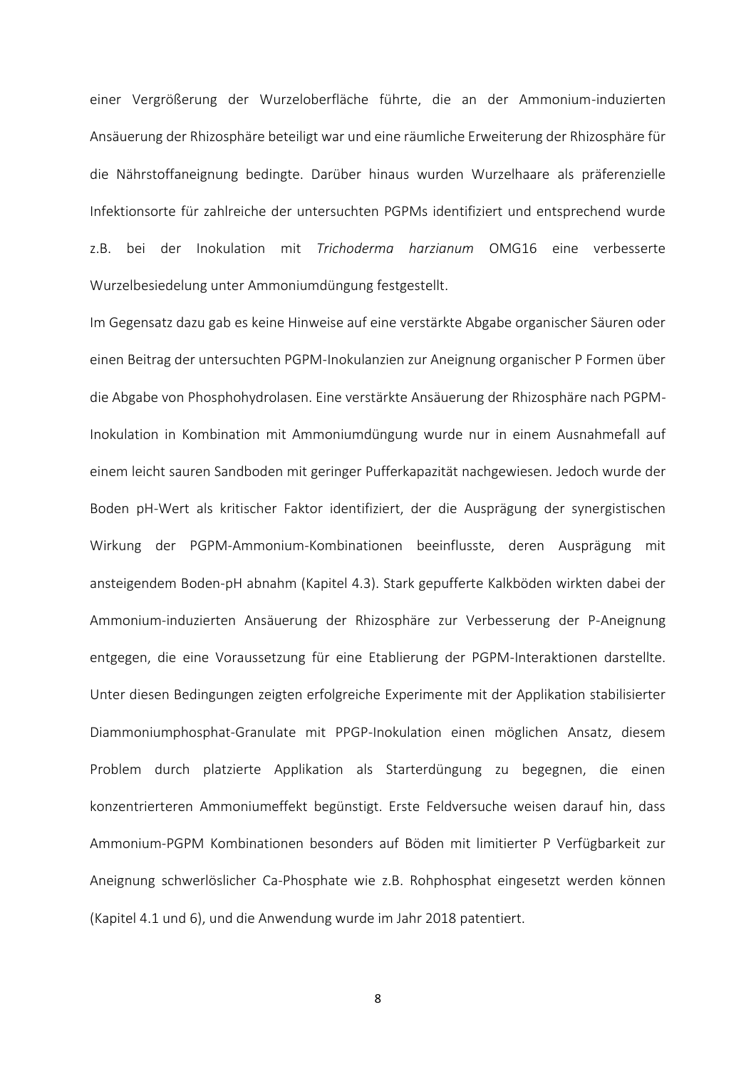einer Vergrößerung der Wurzeloberfläche führte, die an der Ammonium-induzierten Ansäuerung der Rhizosphäre beteiligt war und eine räumliche Erweiterung der Rhizosphäre für die Nährstoffaneignung bedingte. Darüber hinaus wurden Wurzelhaare als präferenzielle Infektionsorte für zahlreiche der untersuchten PGPMs identifiziert und entsprechend wurde z.B. bei der Inokulation mit *Trichoderma harzianum* OMG16 eine verbesserte Wurzelbesiedelung unter Ammoniumdüngung festgestellt.

Im Gegensatz dazu gab es keine Hinweise auf eine verstärkte Abgabe organischer Säuren oder einen Beitrag der untersuchten PGPM-Inokulanzien zur Aneignung organischer P Formen über die Abgabe von Phosphohydrolasen. Eine verstärkte Ansäuerung der Rhizosphäre nach PGPM-Inokulation in Kombination mit Ammoniumdüngung wurde nur in einem Ausnahmefall auf einem leicht sauren Sandboden mit geringer Pufferkapazität nachgewiesen. Jedoch wurde der Boden pH-Wert als kritischer Faktor identifiziert, der die Ausprägung der synergistischen Wirkung der PGPM-Ammonium-Kombinationen beeinflusste, deren Ausprägung mit ansteigendem Boden-pH abnahm (Kapitel 4.3). Stark gepufferte Kalkböden wirkten dabei der Ammonium-induzierten Ansäuerung der Rhizosphäre zur Verbesserung der P-Aneignung entgegen, die eine Voraussetzung für eine Etablierung der PGPM-Interaktionen darstellte. Unter diesen Bedingungen zeigten erfolgreiche Experimente mit der Applikation stabilisierter Diammoniumphosphat-Granulate mit PPGP-Inokulation einen möglichen Ansatz, diesem Problem durch platzierte Applikation als Starterdüngung zu begegnen, die einen konzentrierteren Ammoniumeffekt begünstigt. Erste Feldversuche weisen darauf hin, dass Ammonium-PGPM Kombinationen besonders auf Böden mit limitierter P Verfügbarkeit zur Aneignung schwerlöslicher Ca-Phosphate wie z.B. Rohphosphat eingesetzt werden können (Kapitel 4.1 und 6), und die Anwendung wurde im Jahr 2018 patentiert.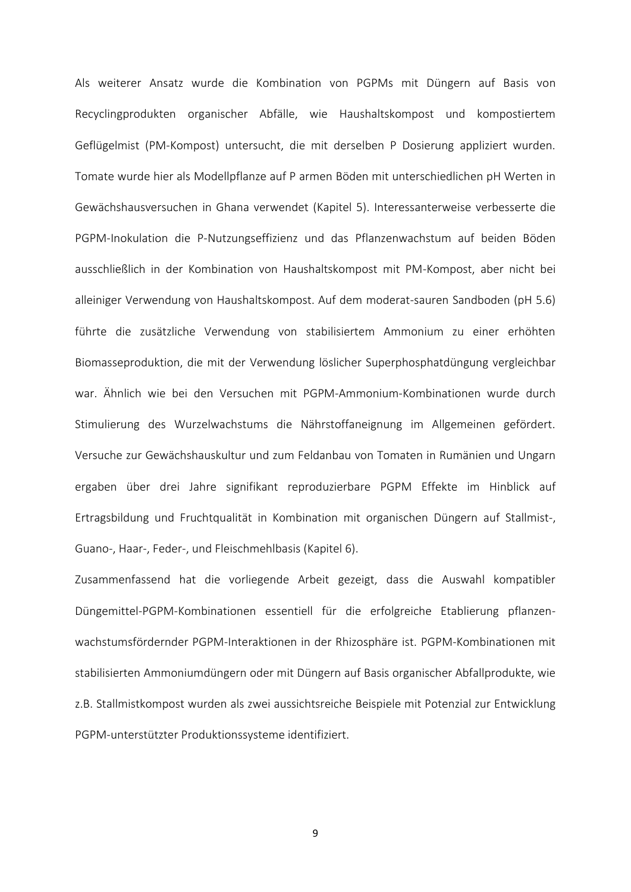Als weiterer Ansatz wurde die Kombination von PGPMs mit Düngern auf Basis von Recyclingprodukten organischer Abfälle, wie Haushaltskompost und kompostiertem Geflügelmist (PM-Kompost) untersucht, die mit derselben P Dosierung appliziert wurden. Tomate wurde hier als Modellpflanze auf P armen Böden mit unterschiedlichen pH Werten in Gewächshausversuchen in Ghana verwendet (Kapitel 5). Interessanterweise verbesserte die PGPM-Inokulation die P-Nutzungseffizienz und das Pflanzenwachstum auf beiden Böden ausschließlich in der Kombination von Haushaltskompost mit PM-Kompost, aber nicht bei alleiniger Verwendung von Haushaltskompost. Auf dem moderat-sauren Sandboden (pH 5.6) führte die zusätzliche Verwendung von stabilisiertem Ammonium zu einer erhöhten Biomasseproduktion, die mit der Verwendung löslicher Superphosphatdüngung vergleichbar war. Ähnlich wie bei den Versuchen mit PGPM-Ammonium-Kombinationen wurde durch Stimulierung des Wurzelwachstums die Nährstoffaneignung im Allgemeinen gefördert. Versuche zur Gewächshauskultur und zum Feldanbau von Tomaten in Rumänien und Ungarn ergaben über drei Jahre signifikant reproduzierbare PGPM Effekte im Hinblick auf Ertragsbildung und Fruchtqualität in Kombination mit organischen Düngern auf Stallmist-, Guano-, Haar-, Feder-, und Fleischmehlbasis (Kapitel 6).

Zusammenfassend hat die vorliegende Arbeit gezeigt, dass die Auswahl kompatibler Düngemittel-PGPM-Kombinationen essentiell für die erfolgreiche Etablierung pflanzenwachstumsfördernder PGPM-Interaktionen in der Rhizosphäre ist. PGPM-Kombinationen mit stabilisierten Ammoniumdüngern oder mit Düngern auf Basis organischer Abfallprodukte, wie z.B. Stallmistkompost wurden als zwei aussichtsreiche Beispiele mit Potenzial zur Entwicklung PGPM-unterstützter Produktionssysteme identifiziert.